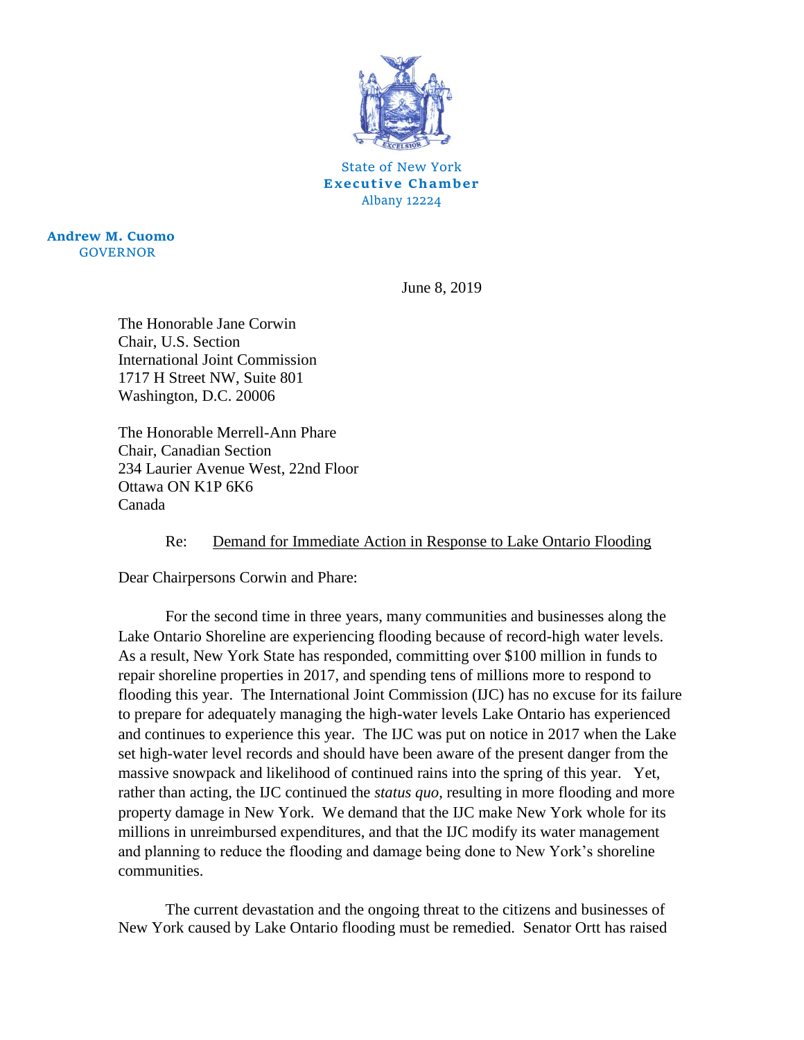State of New York
**Executive Chamber**
Albany 12224

**Andrew M. Cuomo**
GOVERNOR

June 8, 2019

The Honorable Jane Corwin
Chair, U.S. Section
International Joint Commission
1717 H Street NW, Suite 801
Washington, D.C. 20006

The Honorable Merrell-Ann Phare
Chair, Canadian Section
234 Laurier Avenue West, 22nd Floor
Ottawa ON K1P 6K6
Canada

Re: Demand for Immediate Action in Response to Lake Ontario Flooding

Dear Chairpersons Corwin and Phare:

For the second time in three years, many communities and businesses along the Lake Ontario Shoreline are experiencing flooding because of record-high water levels. As a result, New York State has responded, committing over $100 million in funds to repair shoreline properties in 2017, and spending tens of millions more to respond to flooding this year. The International Joint Commission (IJC) has no excuse for its failure to prepare for adequately managing the high-water levels Lake Ontario has experienced and continues to experience this year. The IJC was put on notice in 2017 when the Lake set high-water level records and should have been aware of the present danger from the massive snowpack and likelihood of continued rains into the spring of this year. Yet, rather than acting, the IJC continued the *status quo*, resulting in more flooding and more property damage in New York. We demand that the IJC make New York whole for its millions in unreimbursed expenditures, and that the IJC modify its water management and planning to reduce the flooding and damage being done to New York's shoreline communities.

The current devastation and the ongoing threat to the citizens and businesses of New York caused by Lake Ontario flooding must be remedied. Senator Ortt has raised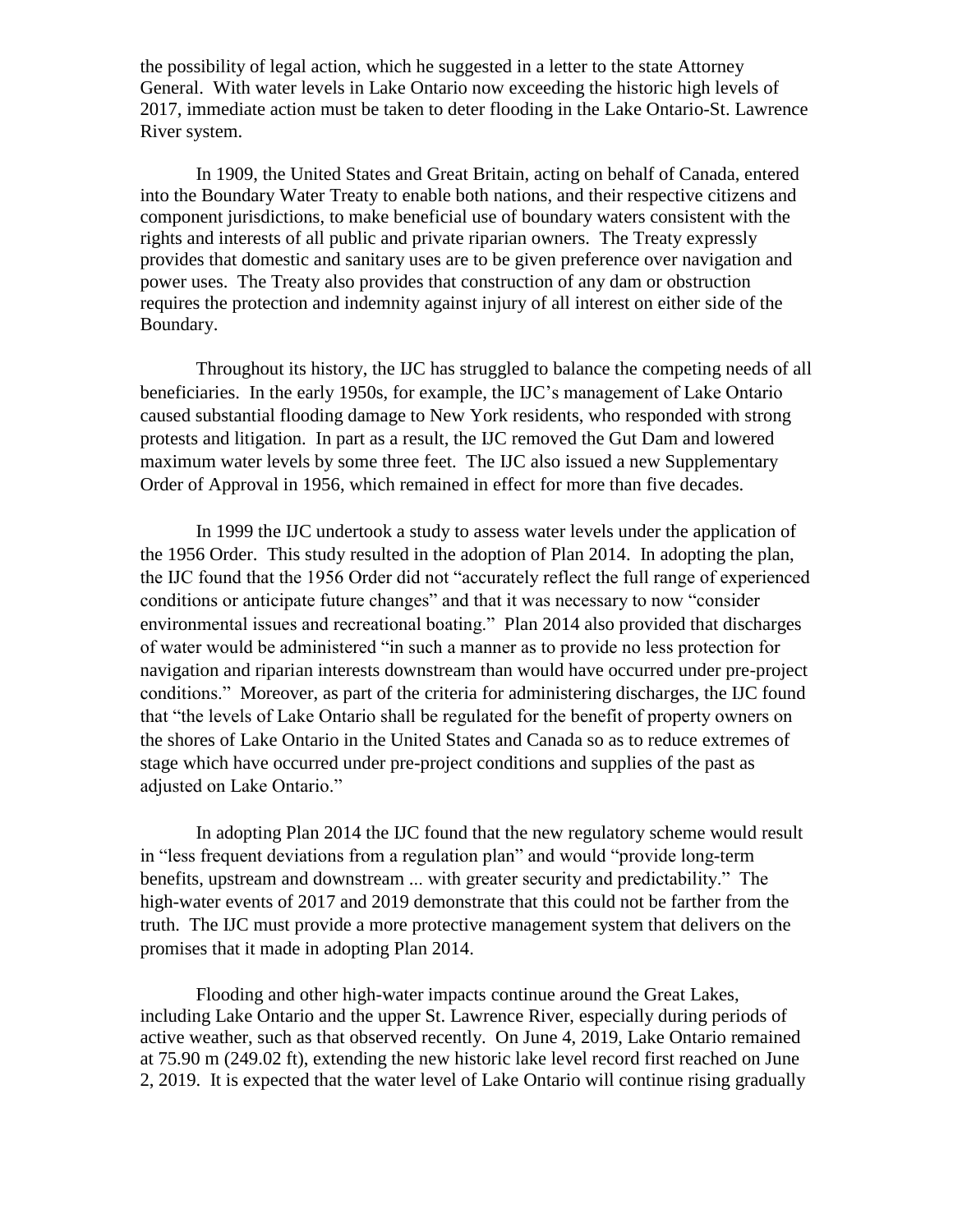the possibility of legal action, which he suggested in a letter to the state Attorney General. With water levels in Lake Ontario now exceeding the historic high levels of 2017, immediate action must be taken to deter flooding in the Lake Ontario-St. Lawrence River system.

In 1909, the United States and Great Britain, acting on behalf of Canada, entered into the Boundary Water Treaty to enable both nations, and their respective citizens and component jurisdictions, to make beneficial use of boundary waters consistent with the rights and interests of all public and private riparian owners. The Treaty expressly provides that domestic and sanitary uses are to be given preference over navigation and power uses. The Treaty also provides that construction of any dam or obstruction requires the protection and indemnity against injury of all interest on either side of the Boundary.

Throughout its history, the IJC has struggled to balance the competing needs of all beneficiaries. In the early 1950s, for example, the IJC's management of Lake Ontario caused substantial flooding damage to New York residents, who responded with strong protests and litigation. In part as a result, the IJC removed the Gut Dam and lowered maximum water levels by some three feet. The IJC also issued a new Supplementary Order of Approval in 1956, which remained in effect for more than five decades.

In 1999 the IJC undertook a study to assess water levels under the application of the 1956 Order. This study resulted in the adoption of Plan 2014. In adopting the plan, the IJC found that the 1956 Order did not "accurately reflect the full range of experienced conditions or anticipate future changes" and that it was necessary to now "consider environmental issues and recreational boating." Plan 2014 also provided that discharges of water would be administered "in such a manner as to provide no less protection for navigation and riparian interests downstream than would have occurred under pre-project conditions." Moreover, as part of the criteria for administering discharges, the IJC found that "the levels of Lake Ontario shall be regulated for the benefit of property owners on the shores of Lake Ontario in the United States and Canada so as to reduce extremes of stage which have occurred under pre-project conditions and supplies of the past as adjusted on Lake Ontario."

In adopting Plan 2014 the IJC found that the new regulatory scheme would result in "less frequent deviations from a regulation plan" and would "provide long-term benefits, upstream and downstream ... with greater security and predictability." The high-water events of 2017 and 2019 demonstrate that this could not be farther from the truth. The IJC must provide a more protective management system that delivers on the promises that it made in adopting Plan 2014.

Flooding and other high-water impacts continue around the Great Lakes, including Lake Ontario and the upper St. Lawrence River, especially during periods of active weather, such as that observed recently. On June 4, 2019, Lake Ontario remained at 75.90 m (249.02 ft), extending the new historic lake level record first reached on June 2, 2019. It is expected that the water level of Lake Ontario will continue rising gradually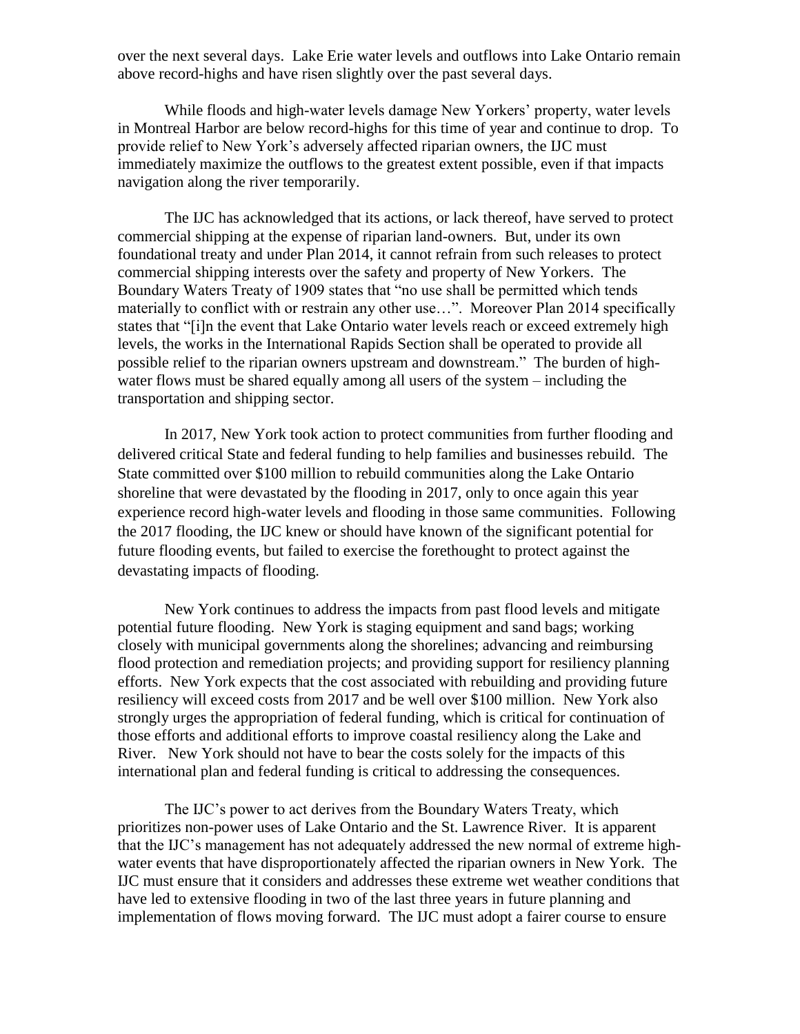over the next several days. Lake Erie water levels and outflows into Lake Ontario remain above record-highs and have risen slightly over the past several days.

While floods and high-water levels damage New Yorkers' property, water levels in Montreal Harbor are below record-highs for this time of year and continue to drop. To provide relief to New York's adversely affected riparian owners, the IJC must immediately maximize the outflows to the greatest extent possible, even if that impacts navigation along the river temporarily.

The IJC has acknowledged that its actions, or lack thereof, have served to protect commercial shipping at the expense of riparian land-owners. But, under its own foundational treaty and under Plan 2014, it cannot refrain from such releases to protect commercial shipping interests over the safety and property of New Yorkers. The Boundary Waters Treaty of 1909 states that "no use shall be permitted which tends materially to conflict with or restrain any other use…". Moreover Plan 2014 specifically states that "[i]n the event that Lake Ontario water levels reach or exceed extremely high levels, the works in the International Rapids Section shall be operated to provide all possible relief to the riparian owners upstream and downstream." The burden of high-water flows must be shared equally among all users of the system – including the transportation and shipping sector.

In 2017, New York took action to protect communities from further flooding and delivered critical State and federal funding to help families and businesses rebuild. The State committed over $100 million to rebuild communities along the Lake Ontario shoreline that were devastated by the flooding in 2017, only to once again this year experience record high-water levels and flooding in those same communities. Following the 2017 flooding, the IJC knew or should have known of the significant potential for future flooding events, but failed to exercise the forethought to protect against the devastating impacts of flooding.

New York continues to address the impacts from past flood levels and mitigate potential future flooding. New York is staging equipment and sand bags; working closely with municipal governments along the shorelines; advancing and reimbursing flood protection and remediation projects; and providing support for resiliency planning efforts. New York expects that the cost associated with rebuilding and providing future resiliency will exceed costs from 2017 and be well over $100 million. New York also strongly urges the appropriation of federal funding, which is critical for continuation of those efforts and additional efforts to improve coastal resiliency along the Lake and River. New York should not have to bear the costs solely for the impacts of this international plan and federal funding is critical to addressing the consequences.

The IJC's power to act derives from the Boundary Waters Treaty, which prioritizes non-power uses of Lake Ontario and the St. Lawrence River. It is apparent that the IJC's management has not adequately addressed the new normal of extreme high-water events that have disproportionately affected the riparian owners in New York. The IJC must ensure that it considers and addresses these extreme wet weather conditions that have led to extensive flooding in two of the last three years in future planning and implementation of flows moving forward. The IJC must adopt a fairer course to ensure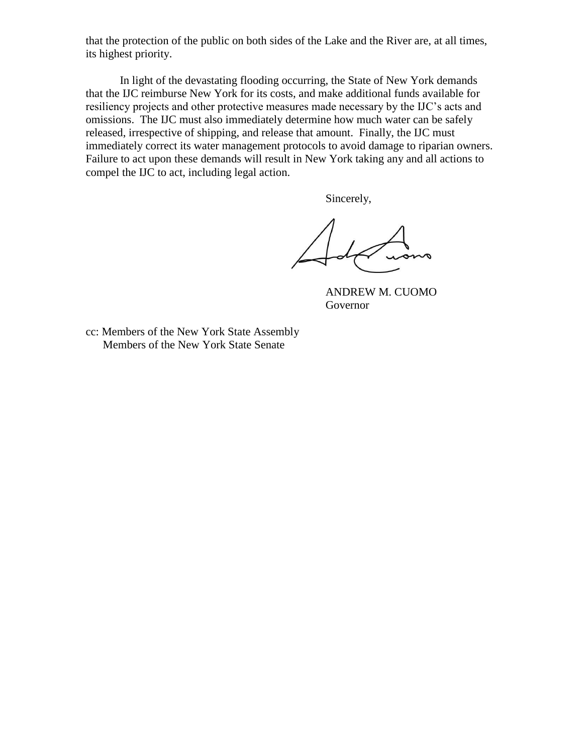that the protection of the public on both sides of the Lake and the River are, at all times, its highest priority.

In light of the devastating flooding occurring, the State of New York demands that the IJC reimburse New York for its costs, and make additional funds available for resiliency projects and other protective measures made necessary by the IJC's acts and omissions. The IJC must also immediately determine how much water can be safely released, irrespective of shipping, and release that amount. Finally, the IJC must immediately correct its water management protocols to avoid damage to riparian owners. Failure to act upon these demands will result in New York taking any and all actions to compel the IJC to act, including legal action.

Sincerely,

ANDREW M. CUOMO
Governor

cc: Members of the New York State Assembly
Members of the New York State Senate